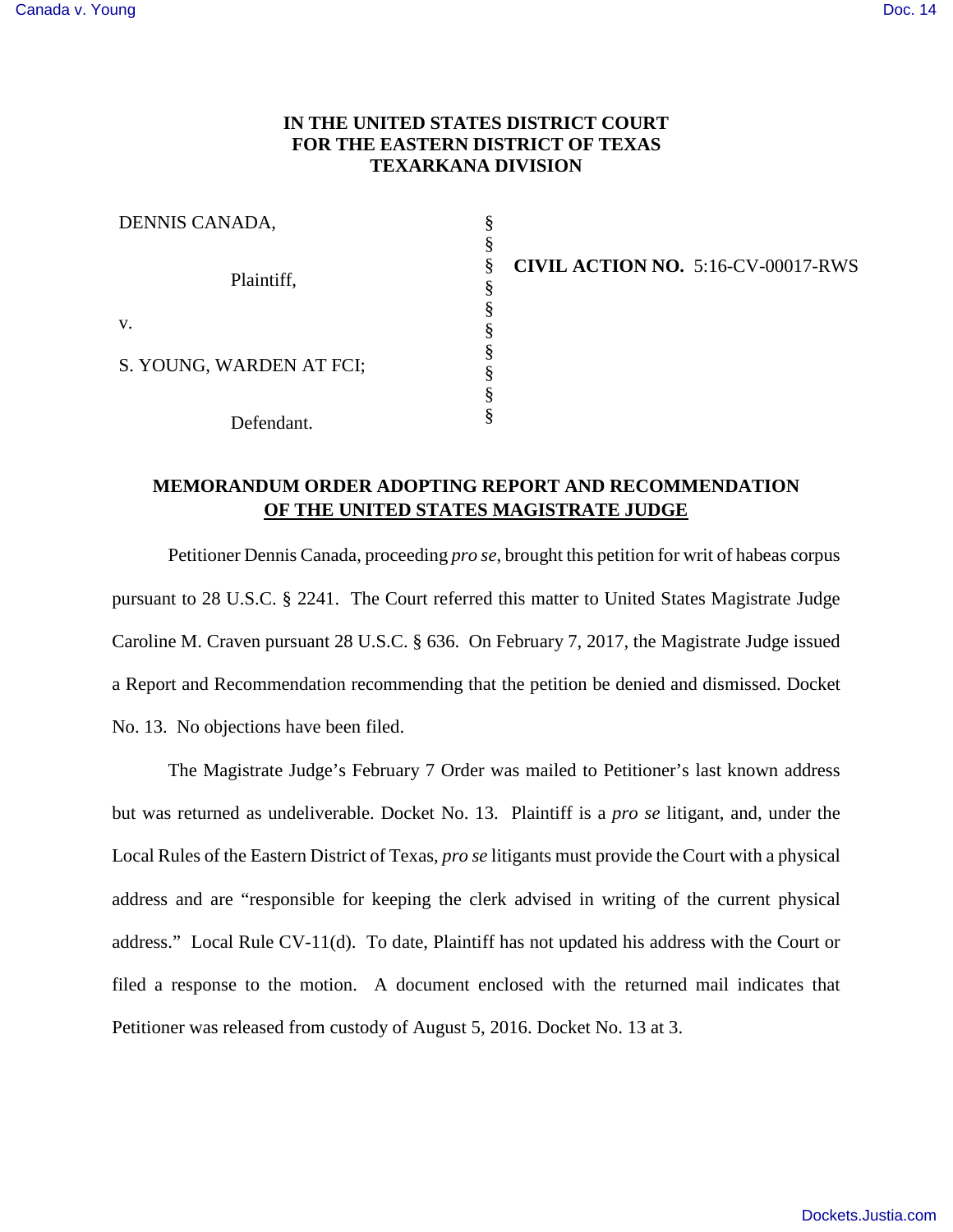**IN THE UNITED STATES DISTRICT COURT**
**FOR THE EASTERN DISTRICT OF TEXAS**
**TEXARKANA DIVISION**

| | | |
|---|---|---|
| DENNIS CANADA, | § | |
| | § | |
| Plaintiff, | § | **CIVIL ACTION NO.** 5:16-CV-00017-RWS |
| | § | |
| v. | § | |
| | § | |
| S. YOUNG, WARDEN AT FCI; | § | |
| | § | |
| | § | |
| Defendant. | § | |

## MEMORANDUM ORDER ADOPTING REPORT AND RECOMMENDATION OF THE UNITED STATES MAGISTRATE JUDGE

Petitioner Dennis Canada, proceeding *pro se*, brought this petition for writ of habeas corpus pursuant to 28 U.S.C. § 2241. The Court referred this matter to United States Magistrate Judge Caroline M. Craven pursuant 28 U.S.C. § 636. On February 7, 2017, the Magistrate Judge issued a Report and Recommendation recommending that the petition be denied and dismissed. Docket No. 13. No objections have been filed.

The Magistrate Judge's February 7 Order was mailed to Petitioner's last known address but was returned as undeliverable. Docket No. 13. Plaintiff is a *pro se* litigant, and, under the Local Rules of the Eastern District of Texas, *pro se* litigants must provide the Court with a physical address and are "responsible for keeping the clerk advised in writing of the current physical address." Local Rule CV-11(d). To date, Plaintiff has not updated his address with the Court or filed a response to the motion. A document enclosed with the returned mail indicates that Petitioner was released from custody of August 5, 2016. Docket No. 13 at 3.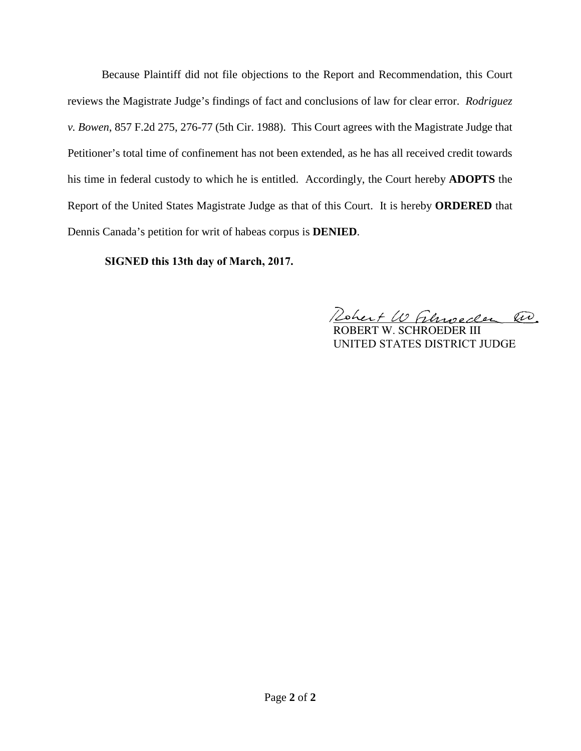Because Plaintiff did not file objections to the Report and Recommendation, this Court reviews the Magistrate Judge's findings of fact and conclusions of law for clear error. *Rodriguez v. Bowen*, 857 F.2d 275, 276-77 (5th Cir. 1988). This Court agrees with the Magistrate Judge that Petitioner's total time of confinement has not been extended, as he has all received credit towards his time in federal custody to which he is entitled. Accordingly, the Court hereby **ADOPTS** the Report of the United States Magistrate Judge as that of this Court. It is hereby **ORDERED** that Dennis Canada's petition for writ of habeas corpus is **DENIED**.

**SIGNED this 13th day of March, 2017.**

Robert W Schroeder III

ROBERT W. SCHROEDER III
UNITED STATES DISTRICT JUDGE